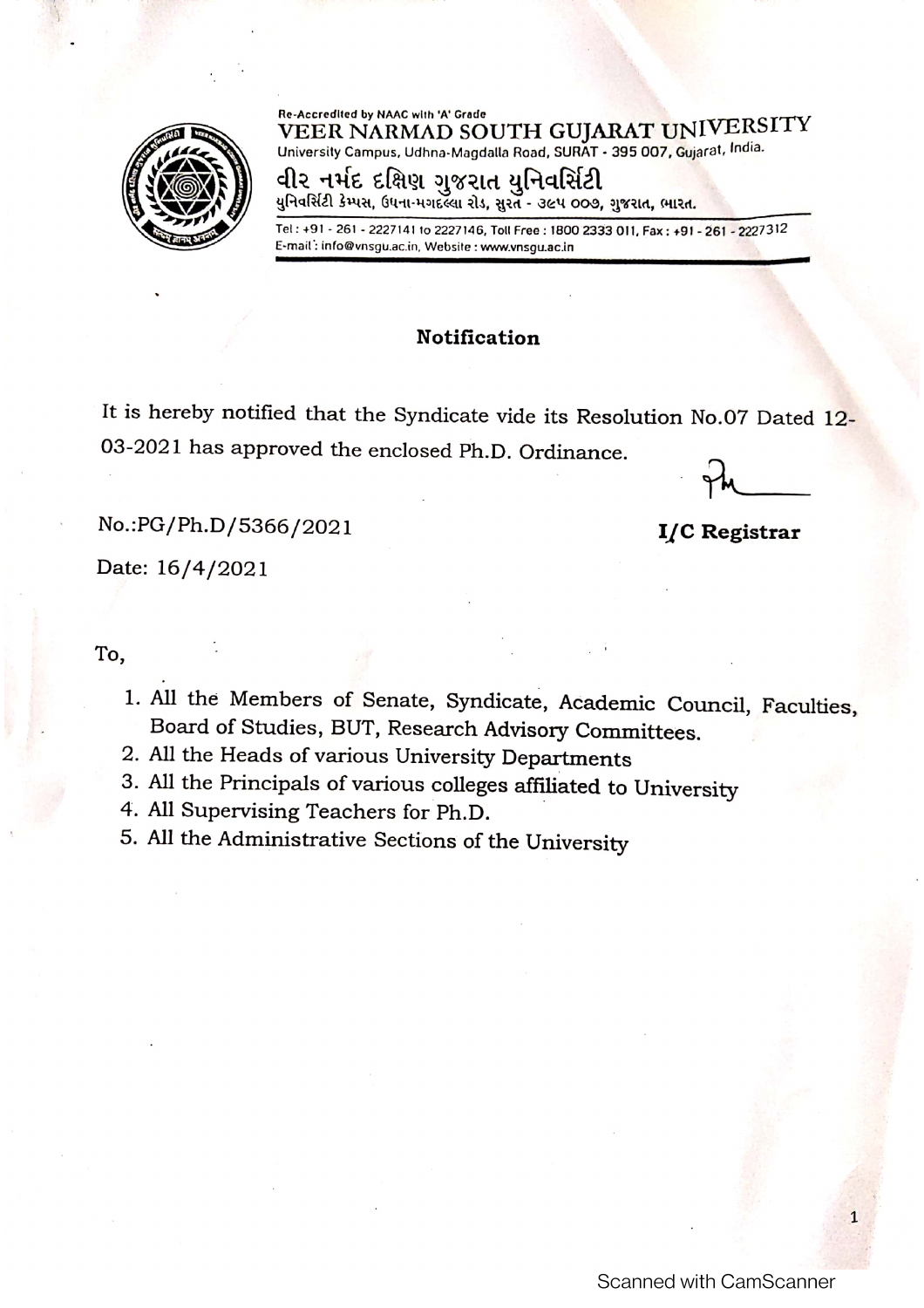Re-Accredited by NAAC with 'A' Grade

**VEER NARMAD SOUTH GUJARAT UNIVERSITY**

University Campus, Udhna-Magdalla Road, SURAT - 395 007, Gujarat, India.

**વીર નર્મદ દક્ષિણ ગુજરાત યુનિવર્સિટી**

યુનિવર્સિટી કેમ્પસ, ઉધના-મગદલ્લા રોડ, સુરત - ૩૯૫ ૦૦૭, ગુજરાત, ભારત.

Tel : +91 - 261 - 2227141 to 2227146, Toll Free : 1800 2333 011, Fax : +91 - 261 - 2227312
E-mail : info@vnsgu.ac.in, Website : www.vnsgu.ac.in

## Notification

It is hereby notified that the Syndicate vide its Resolution No.07 Dated 12-03-2021 has approved the enclosed Ph.D. Ordinance.

No.:PG/Ph.D/5366/2021

**I/C Registrar**

Date: 16/4/2021

To,

1. All the Members of Senate, Syndicate, Academic Council, Faculties, Board of Studies, BUT, Research Advisory Committees.
2. All the Heads of various University Departments
3. All the Principals of various colleges affiliated to University
4. All Supervising Teachers for Ph.D.
5. All the Administrative Sections of the University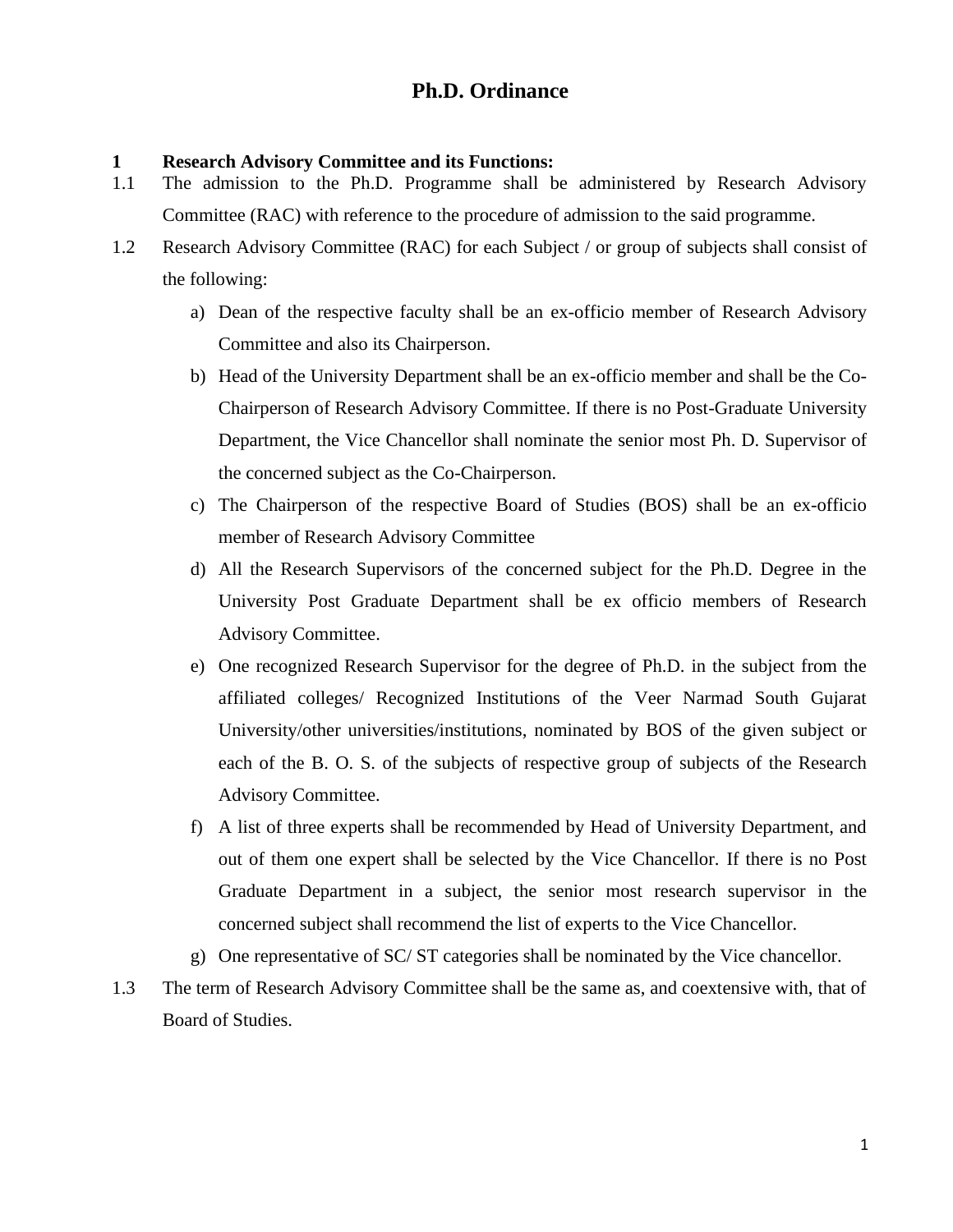# Ph.D. Ordinance

## 1 Research Advisory Committee and its Functions:

1.1 The admission to the Ph.D. Programme shall be administered by Research Advisory Committee (RAC) with reference to the procedure of admission to the said programme.

1.2 Research Advisory Committee (RAC) for each Subject / or group of subjects shall consist of the following:

a) Dean of the respective faculty shall be an ex-officio member of Research Advisory Committee and also its Chairperson.

b) Head of the University Department shall be an ex-officio member and shall be the Co-Chairperson of Research Advisory Committee. If there is no Post-Graduate University Department, the Vice Chancellor shall nominate the senior most Ph. D. Supervisor of the concerned subject as the Co-Chairperson.

c) The Chairperson of the respective Board of Studies (BOS) shall be an ex-officio member of Research Advisory Committee

d) All the Research Supervisors of the concerned subject for the Ph.D. Degree in the University Post Graduate Department shall be ex officio members of Research Advisory Committee.

e) One recognized Research Supervisor for the degree of Ph.D. in the subject from the affiliated colleges/ Recognized Institutions of the Veer Narmad South Gujarat University/other universities/institutions, nominated by BOS of the given subject or each of the B. O. S. of the subjects of respective group of subjects of the Research Advisory Committee.

f) A list of three experts shall be recommended by Head of University Department, and out of them one expert shall be selected by the Vice Chancellor. If there is no Post Graduate Department in a subject, the senior most research supervisor in the concerned subject shall recommend the list of experts to the Vice Chancellor.

g) One representative of SC/ ST categories shall be nominated by the Vice chancellor.

1.3 The term of Research Advisory Committee shall be the same as, and coextensive with, that of Board of Studies.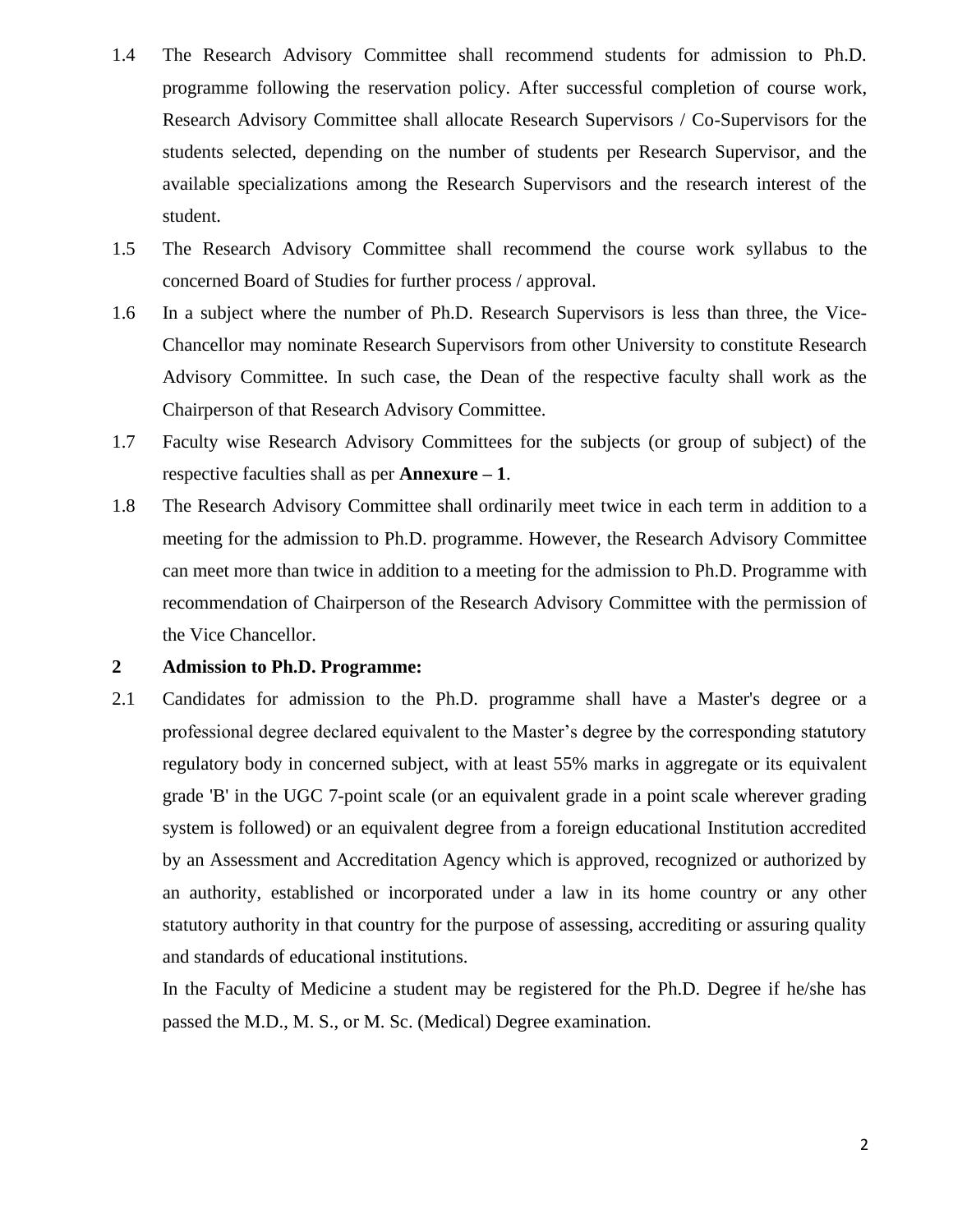1.4 The Research Advisory Committee shall recommend students for admission to Ph.D. programme following the reservation policy. After successful completion of course work, Research Advisory Committee shall allocate Research Supervisors / Co-Supervisors for the students selected, depending on the number of students per Research Supervisor, and the available specializations among the Research Supervisors and the research interest of the student.

1.5 The Research Advisory Committee shall recommend the course work syllabus to the concerned Board of Studies for further process / approval.

1.6 In a subject where the number of Ph.D. Research Supervisors is less than three, the Vice-Chancellor may nominate Research Supervisors from other University to constitute Research Advisory Committee. In such case, the Dean of the respective faculty shall work as the Chairperson of that Research Advisory Committee.

1.7 Faculty wise Research Advisory Committees for the subjects (or group of subject) of the respective faculties shall as per **Annexure – 1**.

1.8 The Research Advisory Committee shall ordinarily meet twice in each term in addition to a meeting for the admission to Ph.D. programme. However, the Research Advisory Committee can meet more than twice in addition to a meeting for the admission to Ph.D. Programme with recommendation of Chairperson of the Research Advisory Committee with the permission of the Vice Chancellor.

**2 Admission to Ph.D. Programme:**

2.1 Candidates for admission to the Ph.D. programme shall have a Master's degree or a professional degree declared equivalent to the Master's degree by the corresponding statutory regulatory body in concerned subject, with at least 55% marks in aggregate or its equivalent grade 'B' in the UGC 7-point scale (or an equivalent grade in a point scale wherever grading system is followed) or an equivalent degree from a foreign educational Institution accredited by an Assessment and Accreditation Agency which is approved, recognized or authorized by an authority, established or incorporated under a law in its home country or any other statutory authority in that country for the purpose of assessing, accrediting or assuring quality and standards of educational institutions.

In the Faculty of Medicine a student may be registered for the Ph.D. Degree if he/she has passed the M.D., M. S., or M. Sc. (Medical) Degree examination.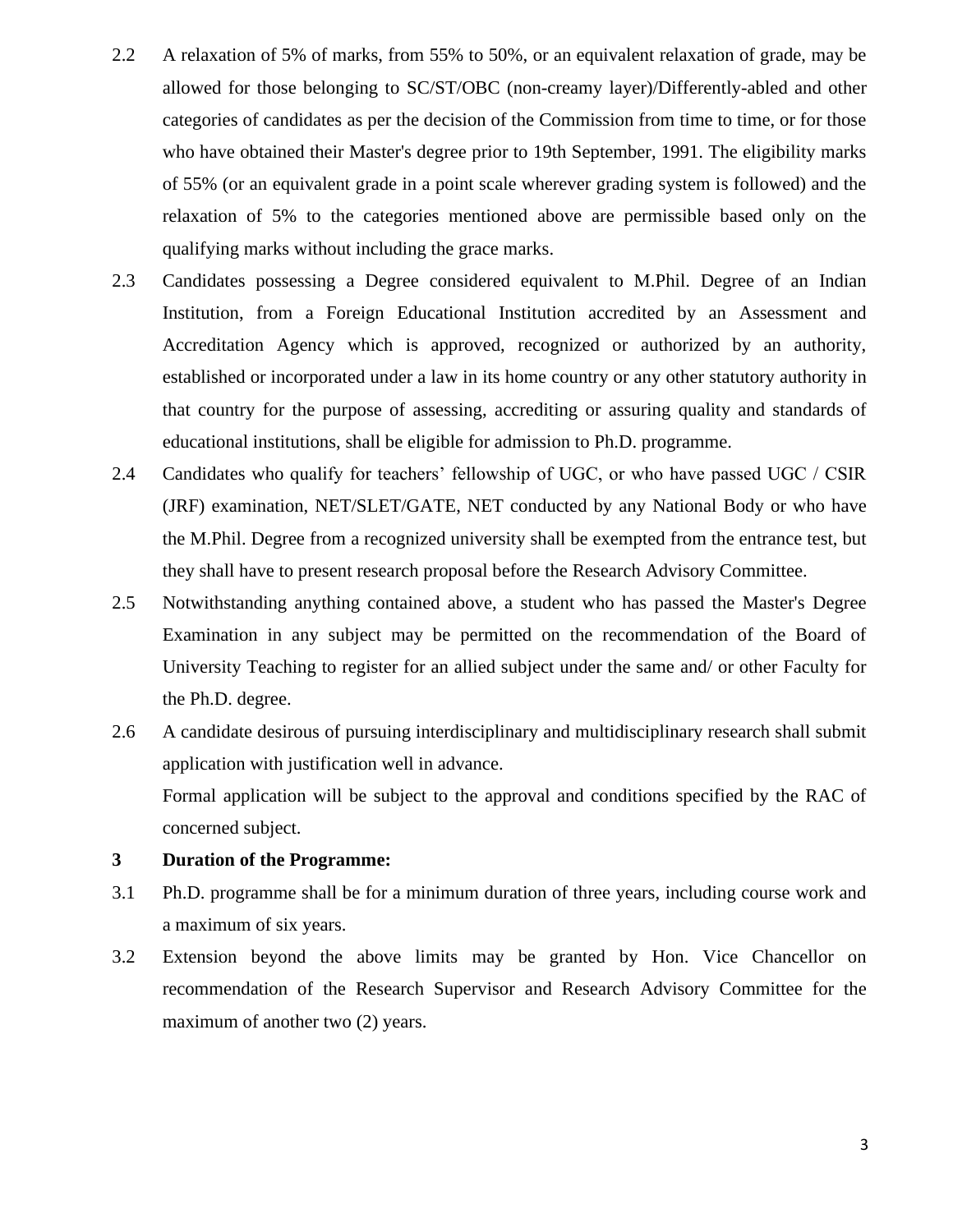2.2 A relaxation of 5% of marks, from 55% to 50%, or an equivalent relaxation of grade, may be allowed for those belonging to SC/ST/OBC (non-creamy layer)/Differently-abled and other categories of candidates as per the decision of the Commission from time to time, or for those who have obtained their Master's degree prior to 19th September, 1991. The eligibility marks of 55% (or an equivalent grade in a point scale wherever grading system is followed) and the relaxation of 5% to the categories mentioned above are permissible based only on the qualifying marks without including the grace marks.

2.3 Candidates possessing a Degree considered equivalent to M.Phil. Degree of an Indian Institution, from a Foreign Educational Institution accredited by an Assessment and Accreditation Agency which is approved, recognized or authorized by an authority, established or incorporated under a law in its home country or any other statutory authority in that country for the purpose of assessing, accrediting or assuring quality and standards of educational institutions, shall be eligible for admission to Ph.D. programme.

2.4 Candidates who qualify for teachers' fellowship of UGC, or who have passed UGC / CSIR (JRF) examination, NET/SLET/GATE, NET conducted by any National Body or who have the M.Phil. Degree from a recognized university shall be exempted from the entrance test, but they shall have to present research proposal before the Research Advisory Committee.

2.5 Notwithstanding anything contained above, a student who has passed the Master's Degree Examination in any subject may be permitted on the recommendation of the Board of University Teaching to register for an allied subject under the same and/ or other Faculty for the Ph.D. degree.

2.6 A candidate desirous of pursuing interdisciplinary and multidisciplinary research shall submit application with justification well in advance.

Formal application will be subject to the approval and conditions specified by the RAC of concerned subject.

**3 Duration of the Programme:**

3.1 Ph.D. programme shall be for a minimum duration of three years, including course work and a maximum of six years.

3.2 Extension beyond the above limits may be granted by Hon. Vice Chancellor on recommendation of the Research Supervisor and Research Advisory Committee for the maximum of another two (2) years.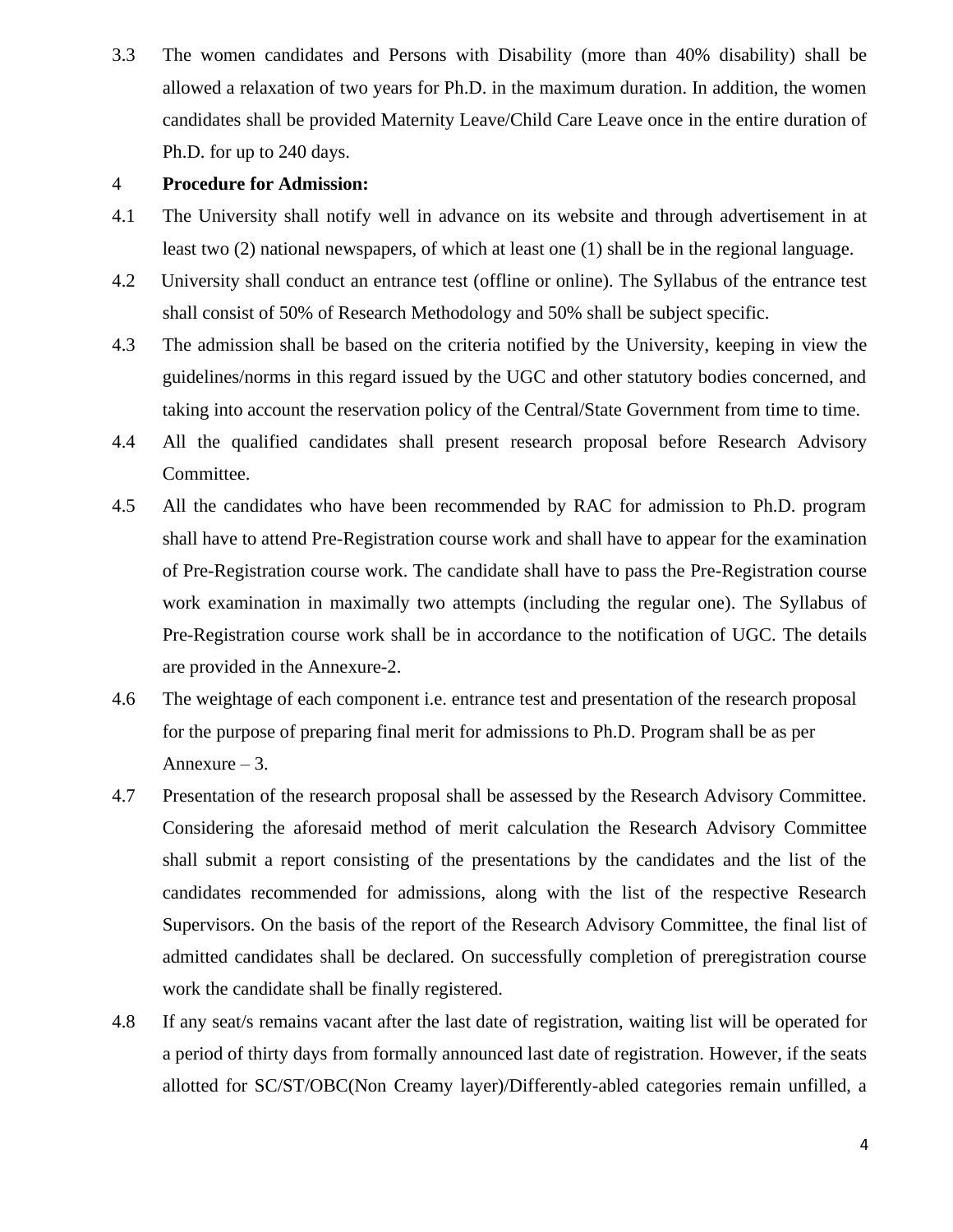3.3 The women candidates and Persons with Disability (more than 40% disability) shall be allowed a relaxation of two years for Ph.D. in the maximum duration. In addition, the women candidates shall be provided Maternity Leave/Child Care Leave once in the entire duration of Ph.D. for up to 240 days.

4 **Procedure for Admission:**

4.1 The University shall notify well in advance on its website and through advertisement in at least two (2) national newspapers, of which at least one (1) shall be in the regional language.

4.2 University shall conduct an entrance test (offline or online). The Syllabus of the entrance test shall consist of 50% of Research Methodology and 50% shall be subject specific.

4.3 The admission shall be based on the criteria notified by the University, keeping in view the guidelines/norms in this regard issued by the UGC and other statutory bodies concerned, and taking into account the reservation policy of the Central/State Government from time to time.

4.4 All the qualified candidates shall present research proposal before Research Advisory Committee.

4.5 All the candidates who have been recommended by RAC for admission to Ph.D. program shall have to attend Pre-Registration course work and shall have to appear for the examination of Pre-Registration course work. The candidate shall have to pass the Pre-Registration course work examination in maximally two attempts (including the regular one). The Syllabus of Pre-Registration course work shall be in accordance to the notification of UGC. The details are provided in the Annexure-2.

4.6 The weightage of each component i.e. entrance test and presentation of the research proposal for the purpose of preparing final merit for admissions to Ph.D. Program shall be as per Annexure – 3.

4.7 Presentation of the research proposal shall be assessed by the Research Advisory Committee. Considering the aforesaid method of merit calculation the Research Advisory Committee shall submit a report consisting of the presentations by the candidates and the list of the candidates recommended for admissions, along with the list of the respective Research Supervisors. On the basis of the report of the Research Advisory Committee, the final list of admitted candidates shall be declared. On successfully completion of preregistration course work the candidate shall be finally registered.

4.8 If any seat/s remains vacant after the last date of registration, waiting list will be operated for a period of thirty days from formally announced last date of registration. However, if the seats allotted for SC/ST/OBC(Non Creamy layer)/Differently-abled categories remain unfilled, a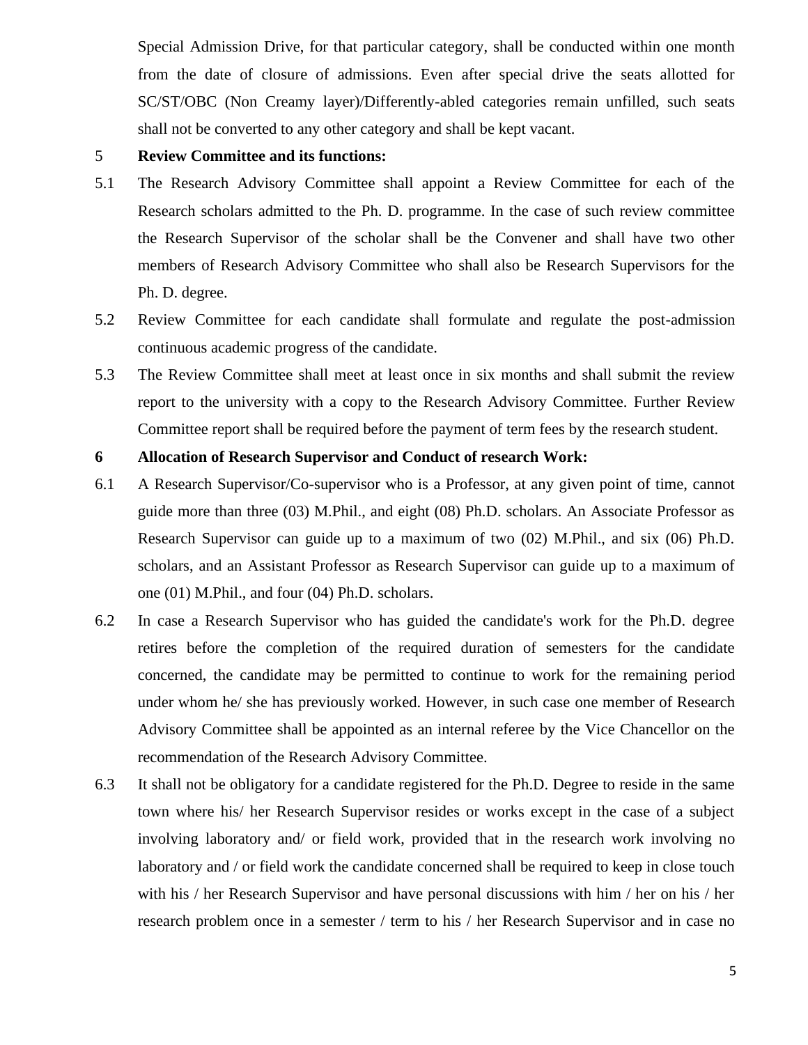Special Admission Drive, for that particular category, shall be conducted within one month from the date of closure of admissions. Even after special drive the seats allotted for SC/ST/OBC (Non Creamy layer)/Differently-abled categories remain unfilled, such seats shall not be converted to any other category and shall be kept vacant.

**5 Review Committee and its functions:**

5.1 The Research Advisory Committee shall appoint a Review Committee for each of the Research scholars admitted to the Ph. D. programme. In the case of such review committee the Research Supervisor of the scholar shall be the Convener and shall have two other members of Research Advisory Committee who shall also be Research Supervisors for the Ph. D. degree.

5.2 Review Committee for each candidate shall formulate and regulate the post-admission continuous academic progress of the candidate.

5.3 The Review Committee shall meet at least once in six months and shall submit the review report to the university with a copy to the Research Advisory Committee. Further Review Committee report shall be required before the payment of term fees by the research student.

**6 Allocation of Research Supervisor and Conduct of research Work:**

6.1 A Research Supervisor/Co-supervisor who is a Professor, at any given point of time, cannot guide more than three (03) M.Phil., and eight (08) Ph.D. scholars. An Associate Professor as Research Supervisor can guide up to a maximum of two (02) M.Phil., and six (06) Ph.D. scholars, and an Assistant Professor as Research Supervisor can guide up to a maximum of one (01) M.Phil., and four (04) Ph.D. scholars.

6.2 In case a Research Supervisor who has guided the candidate's work for the Ph.D. degree retires before the completion of the required duration of semesters for the candidate concerned, the candidate may be permitted to continue to work for the remaining period under whom he/ she has previously worked. However, in such case one member of Research Advisory Committee shall be appointed as an internal referee by the Vice Chancellor on the recommendation of the Research Advisory Committee.

6.3 It shall not be obligatory for a candidate registered for the Ph.D. Degree to reside in the same town where his/ her Research Supervisor resides or works except in the case of a subject involving laboratory and/ or field work, provided that in the research work involving no laboratory and / or field work the candidate concerned shall be required to keep in close touch with his / her Research Supervisor and have personal discussions with him / her on his / her research problem once in a semester / term to his / her Research Supervisor and in case no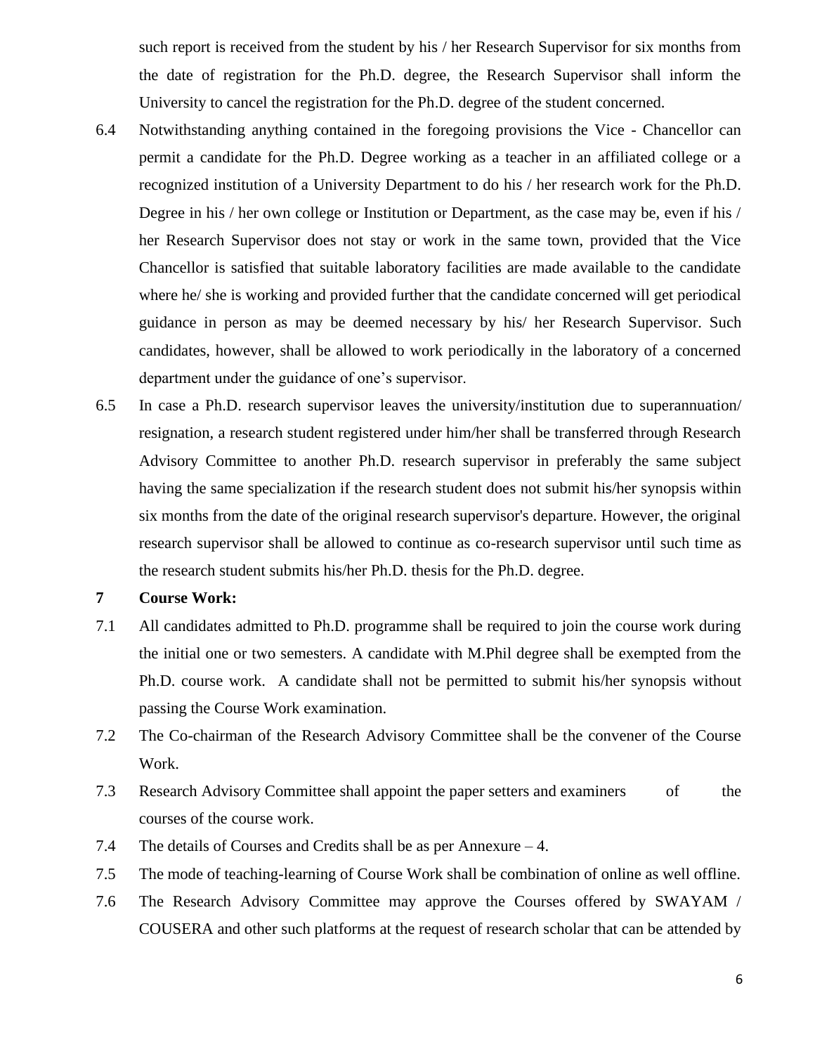such report is received from the student by his / her Research Supervisor for six months from the date of registration for the Ph.D. degree, the Research Supervisor shall inform the University to cancel the registration for the Ph.D. degree of the student concerned.

6.4 Notwithstanding anything contained in the foregoing provisions the Vice - Chancellor can permit a candidate for the Ph.D. Degree working as a teacher in an affiliated college or a recognized institution of a University Department to do his / her research work for the Ph.D. Degree in his / her own college or Institution or Department, as the case may be, even if his / her Research Supervisor does not stay or work in the same town, provided that the Vice Chancellor is satisfied that suitable laboratory facilities are made available to the candidate where he/ she is working and provided further that the candidate concerned will get periodical guidance in person as may be deemed necessary by his/ her Research Supervisor. Such candidates, however, shall be allowed to work periodically in the laboratory of a concerned department under the guidance of one's supervisor.

6.5 In case a Ph.D. research supervisor leaves the university/institution due to superannuation/ resignation, a research student registered under him/her shall be transferred through Research Advisory Committee to another Ph.D. research supervisor in preferably the same subject having the same specialization if the research student does not submit his/her synopsis within six months from the date of the original research supervisor's departure. However, the original research supervisor shall be allowed to continue as co-research supervisor until such time as the research student submits his/her Ph.D. thesis for the Ph.D. degree.

**7 Course Work:**

7.1 All candidates admitted to Ph.D. programme shall be required to join the course work during the initial one or two semesters. A candidate with M.Phil degree shall be exempted from the Ph.D. course work. A candidate shall not be permitted to submit his/her synopsis without passing the Course Work examination.

7.2 The Co-chairman of the Research Advisory Committee shall be the convener of the Course Work.

7.3 Research Advisory Committee shall appoint the paper setters and examiners of the courses of the course work.

7.4 The details of Courses and Credits shall be as per Annexure – 4.

7.5 The mode of teaching-learning of Course Work shall be combination of online as well offline.

7.6 The Research Advisory Committee may approve the Courses offered by SWAYAM / COUSERA and other such platforms at the request of research scholar that can be attended by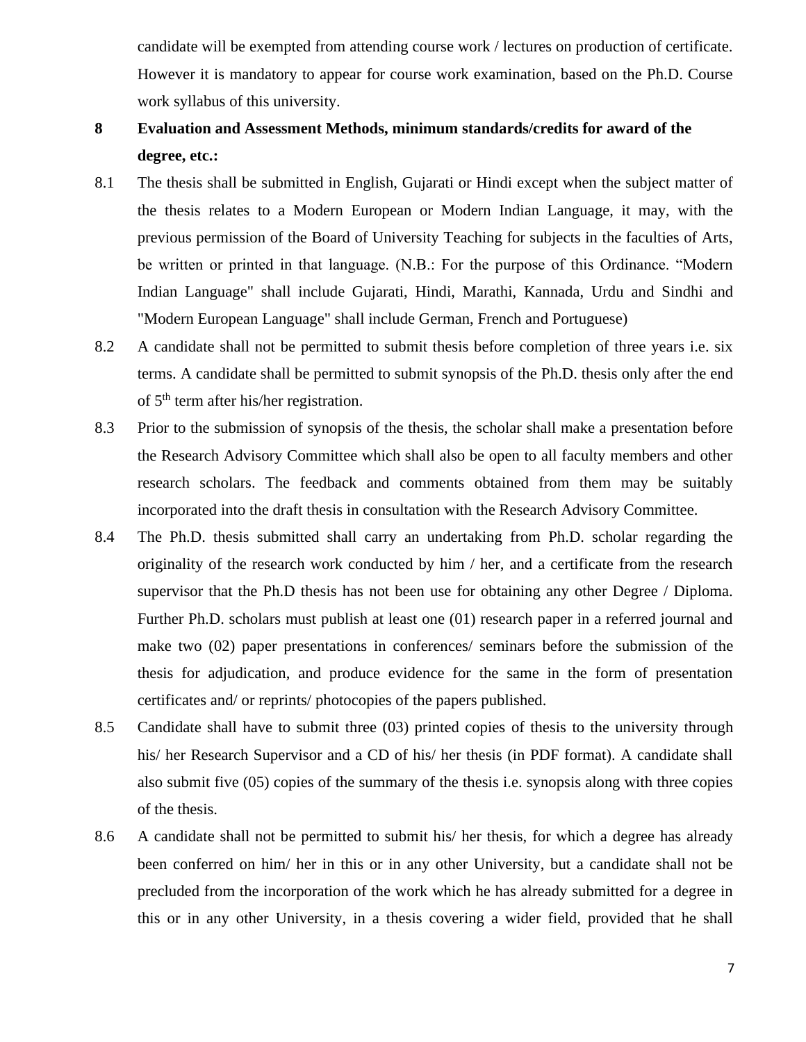candidate will be exempted from attending course work / lectures on production of certificate. However it is mandatory to appear for course work examination, based on the Ph.D. Course work syllabus of this university.

**8 Evaluation and Assessment Methods, minimum standards/credits for award of the degree, etc.:**

8.1 The thesis shall be submitted in English, Gujarati or Hindi except when the subject matter of the thesis relates to a Modern European or Modern Indian Language, it may, with the previous permission of the Board of University Teaching for subjects in the faculties of Arts, be written or printed in that language. (N.B.: For the purpose of this Ordinance. "Modern Indian Language" shall include Gujarati, Hindi, Marathi, Kannada, Urdu and Sindhi and "Modern European Language" shall include German, French and Portuguese)

8.2 A candidate shall not be permitted to submit thesis before completion of three years i.e. six terms. A candidate shall be permitted to submit synopsis of the Ph.D. thesis only after the end of 5th term after his/her registration.

8.3 Prior to the submission of synopsis of the thesis, the scholar shall make a presentation before the Research Advisory Committee which shall also be open to all faculty members and other research scholars. The feedback and comments obtained from them may be suitably incorporated into the draft thesis in consultation with the Research Advisory Committee.

8.4 The Ph.D. thesis submitted shall carry an undertaking from Ph.D. scholar regarding the originality of the research work conducted by him / her, and a certificate from the research supervisor that the Ph.D thesis has not been use for obtaining any other Degree / Diploma. Further Ph.D. scholars must publish at least one (01) research paper in a referred journal and make two (02) paper presentations in conferences/ seminars before the submission of the thesis for adjudication, and produce evidence for the same in the form of presentation certificates and/ or reprints/ photocopies of the papers published.

8.5 Candidate shall have to submit three (03) printed copies of thesis to the university through his/ her Research Supervisor and a CD of his/ her thesis (in PDF format). A candidate shall also submit five (05) copies of the summary of the thesis i.e. synopsis along with three copies of the thesis.

8.6 A candidate shall not be permitted to submit his/ her thesis, for which a degree has already been conferred on him/ her in this or in any other University, but a candidate shall not be precluded from the incorporation of the work which he has already submitted for a degree in this or in any other University, in a thesis covering a wider field, provided that he shall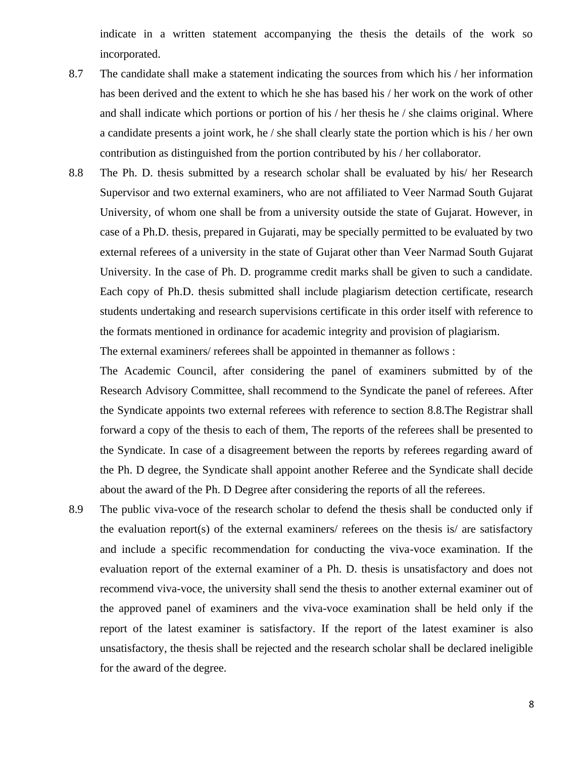indicate in a written statement accompanying the thesis the details of the work so incorporated.

8.7 The candidate shall make a statement indicating the sources from which his / her information has been derived and the extent to which he she has based his / her work on the work of other and shall indicate which portions or portion of his / her thesis he / she claims original. Where a candidate presents a joint work, he / she shall clearly state the portion which is his / her own contribution as distinguished from the portion contributed by his / her collaborator.

8.8 The Ph. D. thesis submitted by a research scholar shall be evaluated by his/ her Research Supervisor and two external examiners, who are not affiliated to Veer Narmad South Gujarat University, of whom one shall be from a university outside the state of Gujarat. However, in case of a Ph.D. thesis, prepared in Gujarati, may be specially permitted to be evaluated by two external referees of a university in the state of Gujarat other than Veer Narmad South Gujarat University. In the case of Ph. D. programme credit marks shall be given to such a candidate. Each copy of Ph.D. thesis submitted shall include plagiarism detection certificate, research students undertaking and research supervisions certificate in this order itself with reference to the formats mentioned in ordinance for academic integrity and provision of plagiarism.

The external examiners/ referees shall be appointed in themanner as follows :

The Academic Council, after considering the panel of examiners submitted by of the Research Advisory Committee, shall recommend to the Syndicate the panel of referees. After the Syndicate appoints two external referees with reference to section 8.8.The Registrar shall forward a copy of the thesis to each of them, The reports of the referees shall be presented to the Syndicate. In case of a disagreement between the reports by referees regarding award of the Ph. D degree, the Syndicate shall appoint another Referee and the Syndicate shall decide about the award of the Ph. D Degree after considering the reports of all the referees.

8.9 The public viva-voce of the research scholar to defend the thesis shall be conducted only if the evaluation report(s) of the external examiners/ referees on the thesis is/ are satisfactory and include a specific recommendation for conducting the viva-voce examination. If the evaluation report of the external examiner of a Ph. D. thesis is unsatisfactory and does not recommend viva-voce, the university shall send the thesis to another external examiner out of the approved panel of examiners and the viva-voce examination shall be held only if the report of the latest examiner is satisfactory. If the report of the latest examiner is also unsatisfactory, the thesis shall be rejected and the research scholar shall be declared ineligible for the award of the degree.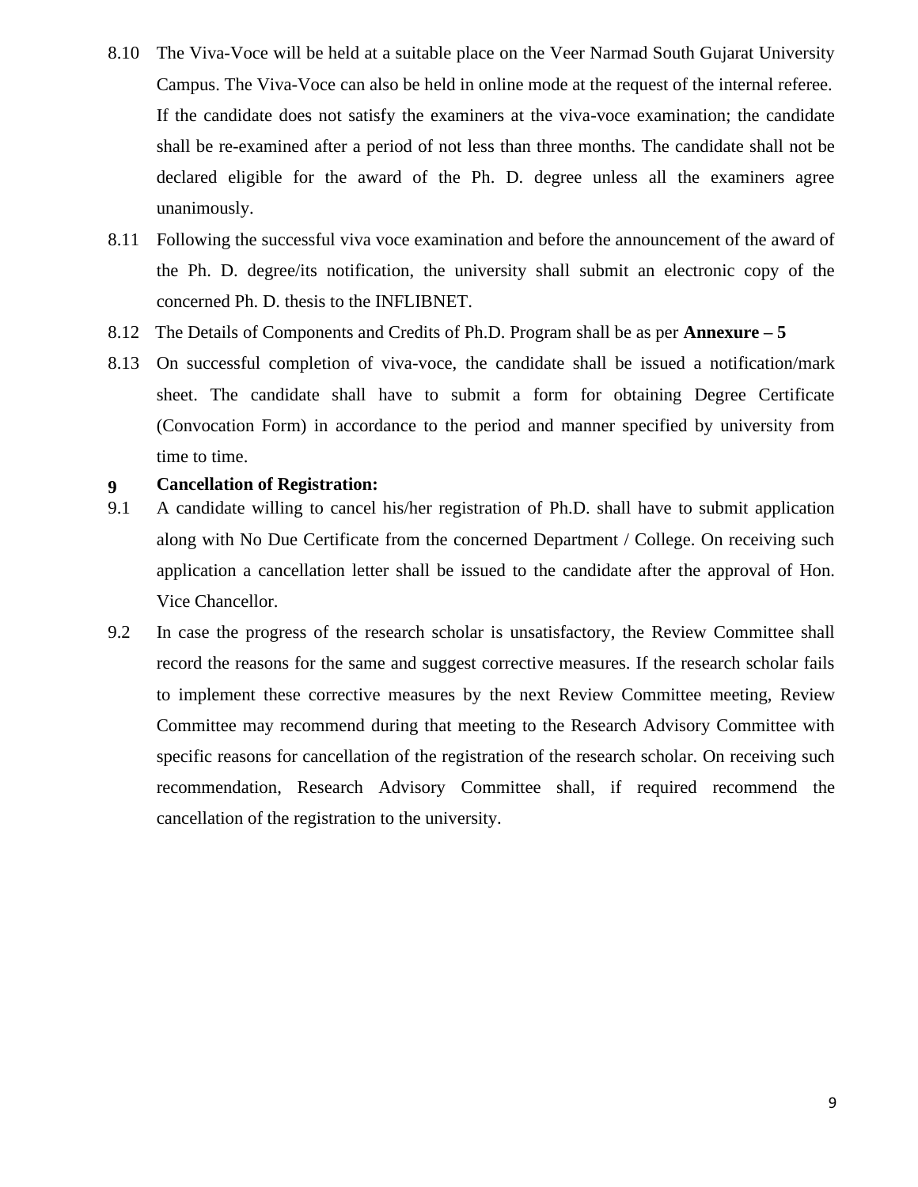8.10 The Viva-Voce will be held at a suitable place on the Veer Narmad South Gujarat University Campus. The Viva-Voce can also be held in online mode at the request of the internal referee. If the candidate does not satisfy the examiners at the viva-voce examination; the candidate shall be re-examined after a period of not less than three months. The candidate shall not be declared eligible for the award of the Ph. D. degree unless all the examiners agree unanimously.

8.11 Following the successful viva voce examination and before the announcement of the award of the Ph. D. degree/its notification, the university shall submit an electronic copy of the concerned Ph. D. thesis to the INFLIBNET.

8.12 The Details of Components and Credits of Ph.D. Program shall be as per **Annexure – 5**

8.13 On successful completion of viva-voce, the candidate shall be issued a notification/mark sheet. The candidate shall have to submit a form for obtaining Degree Certificate (Convocation Form) in accordance to the period and manner specified by university from time to time.

**9 Cancellation of Registration:**

9.1 A candidate willing to cancel his/her registration of Ph.D. shall have to submit application along with No Due Certificate from the concerned Department / College. On receiving such application a cancellation letter shall be issued to the candidate after the approval of Hon. Vice Chancellor.

9.2 In case the progress of the research scholar is unsatisfactory, the Review Committee shall record the reasons for the same and suggest corrective measures. If the research scholar fails to implement these corrective measures by the next Review Committee meeting, Review Committee may recommend during that meeting to the Research Advisory Committee with specific reasons for cancellation of the registration of the research scholar. On receiving such recommendation, Research Advisory Committee shall, if required recommend the cancellation of the registration to the university.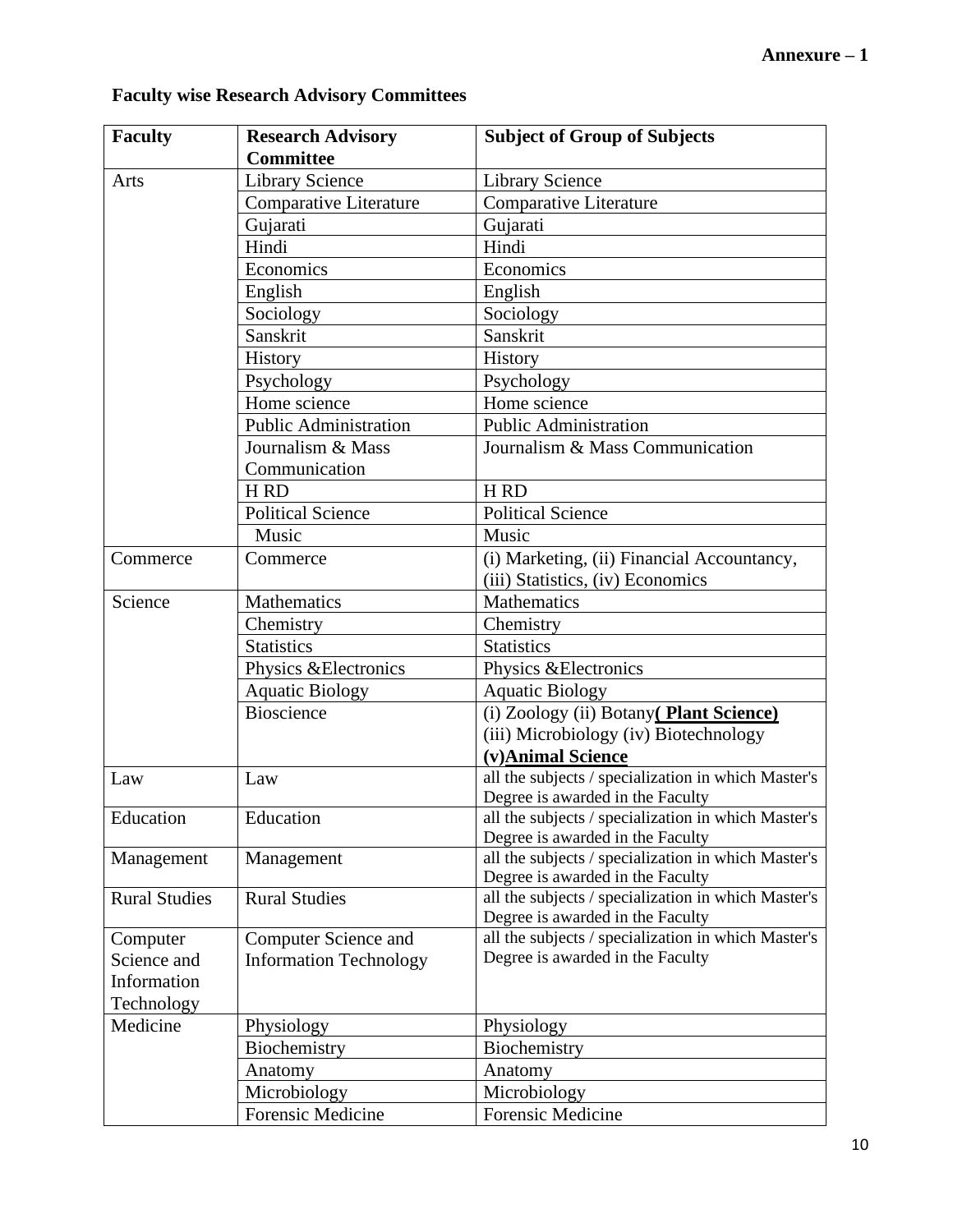**Annexure – 1**

**Faculty wise Research Advisory Committees**

| **Faculty** | **Research Advisory Committee** | **Subject of Group of Subjects** |
|---|---|---|
| Arts | Library Science | Library Science |
| | Comparative Literature | Comparative Literature |
| | Gujarati | Gujarati |
| | Hindi | Hindi |
| | Economics | Economics |
| | English | English |
| | Sociology | Sociology |
| | Sanskrit | Sanskrit |
| | History | History |
| | Psychology | Psychology |
| | Home science | Home science |
| | Public Administration | Public Administration |
| | Journalism & Mass Communication | Journalism & Mass Communication |
| | H RD | H RD |
| | Political Science | Political Science |
| | Music | Music |
| Commerce | Commerce | (i) Marketing, (ii) Financial Accountancy, (iii) Statistics, (iv) Economics |
| Science | Mathematics | Mathematics |
| | Chemistry | Chemistry |
| | Statistics | Statistics |
| | Physics &Electronics | Physics &Electronics |
| | Aquatic Biology | Aquatic Biology |
| | Bioscience | (i) Zoology (ii) Botany **( Plant Science)** (iii) Microbiology (iv) Biotechnology **(v)Animal Science** |
| Law | Law | all the subjects / specialization in which Master's Degree is awarded in the Faculty |
| Education | Education | all the subjects / specialization in which Master's Degree is awarded in the Faculty |
| Management | Management | all the subjects / specialization in which Master's Degree is awarded in the Faculty |
| Rural Studies | Rural Studies | all the subjects / specialization in which Master's Degree is awarded in the Faculty |
| Computer Science and Information Technology | Computer Science and Information Technology | all the subjects / specialization in which Master's Degree is awarded in the Faculty |
| Medicine | Physiology | Physiology |
| | Biochemistry | Biochemistry |
| | Anatomy | Anatomy |
| | Microbiology | Microbiology |
| | Forensic Medicine | Forensic Medicine |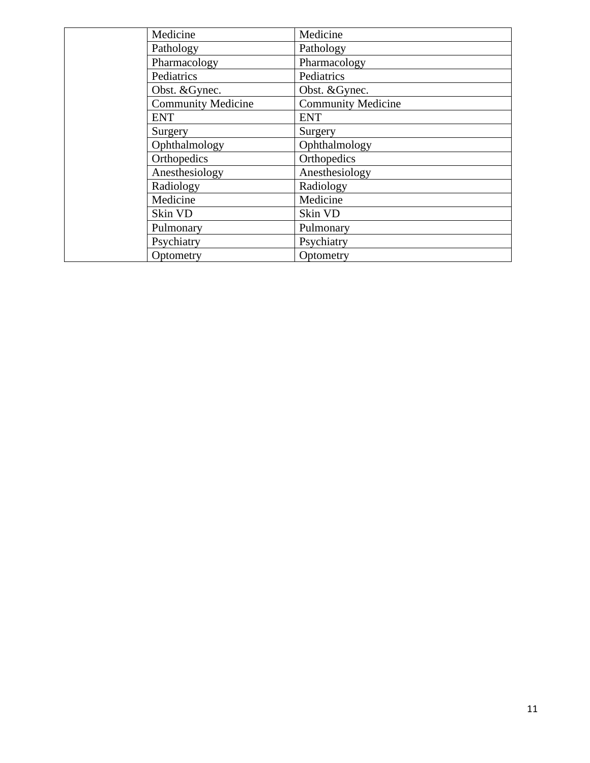| | | |
|---|---|---|
| | Medicine | Medicine |
| | Pathology | Pathology |
| | Pharmacology | Pharmacology |
| | Pediatrics | Pediatrics |
| | Obst. &Gynec. | Obst. &Gynec. |
| | Community Medicine | Community Medicine |
| | ENT | ENT |
| | Surgery | Surgery |
| | Ophthalmology | Ophthalmology |
| | Orthopedics | Orthopedics |
| | Anesthesiology | Anesthesiology |
| | Radiology | Radiology |
| | Medicine | Medicine |
| | Skin VD | Skin VD |
| | Pulmonary | Pulmonary |
| | Psychiatry | Psychiatry |
| | Optometry | Optometry |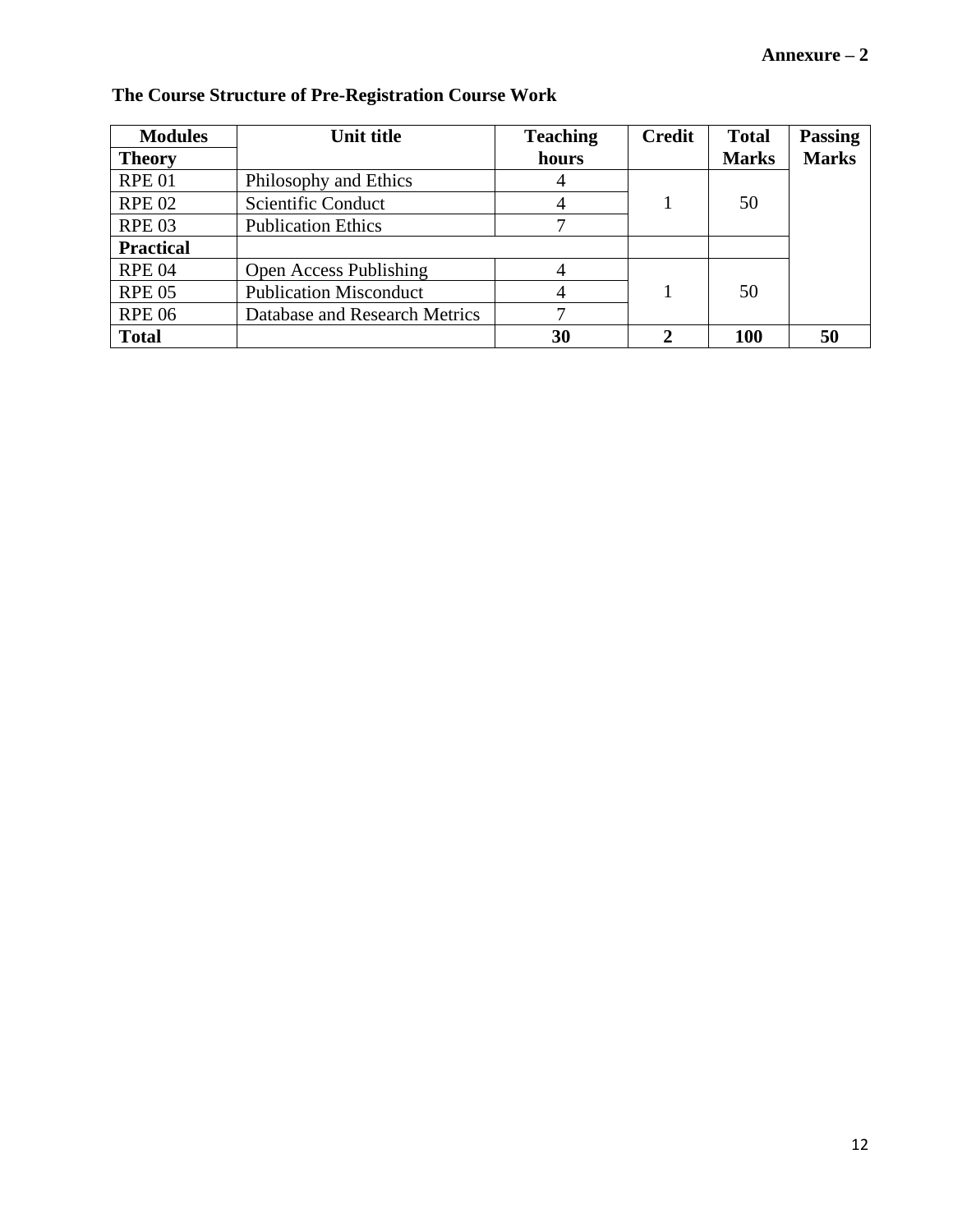**Annexure – 2**

**The Course Structure of Pre-Registration Course Work**

| **Modules** | **Unit title** | **Teaching hours** | **Credit** | **Total Marks** | **Passing Marks** |
|---|---|---|---|---|---|
| **Theory** | | | | | |
| RPE 01 | Philosophy and Ethics | 4 | 1 | 50 | |
| RPE 02 | Scientific Conduct | 4 | | | |
| RPE 03 | Publication Ethics | 7 | | | |
| **Practical** | | | | | |
| RPE 04 | Open Access Publishing | 4 | 1 | 50 | |
| RPE 05 | Publication Misconduct | 4 | | | |
| RPE 06 | Database and Research Metrics | 7 | | | |
| **Total** | | **30** | **2** | **100** | **50** |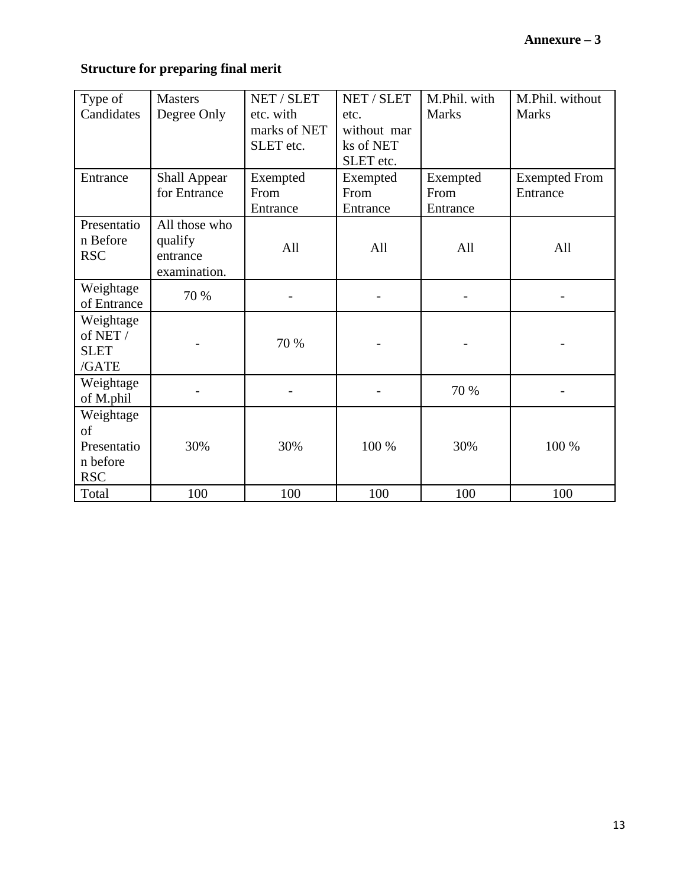**Annexure – 3**

**Structure for preparing final merit**

| Type of Candidates | Masters Degree Only | NET / SLET etc. with marks of NET SLET etc. | NET / SLET etc. without marks of NET SLET etc. | M.Phil. with Marks | M.Phil. without Marks |
|---|---|---|---|---|---|
| Entrance | Shall Appear for Entrance | Exempted From Entrance | Exempted From Entrance | Exempted From Entrance | Exempted From Entrance |
| Presentation Before RSC | All those who qualify entrance examination. | All | All | All | All |
| Weightage of Entrance | 70 % | - | - | - | - |
| Weightage of NET / SLET /GATE | - | 70 % | - | - | - |
| Weightage of M.phil | - | - | - | 70 % | - |
| Weightage of Presentation before RSC | 30% | 30% | 100 % | 30% | 100 % |
| Total | 100 | 100 | 100 | 100 | 100 |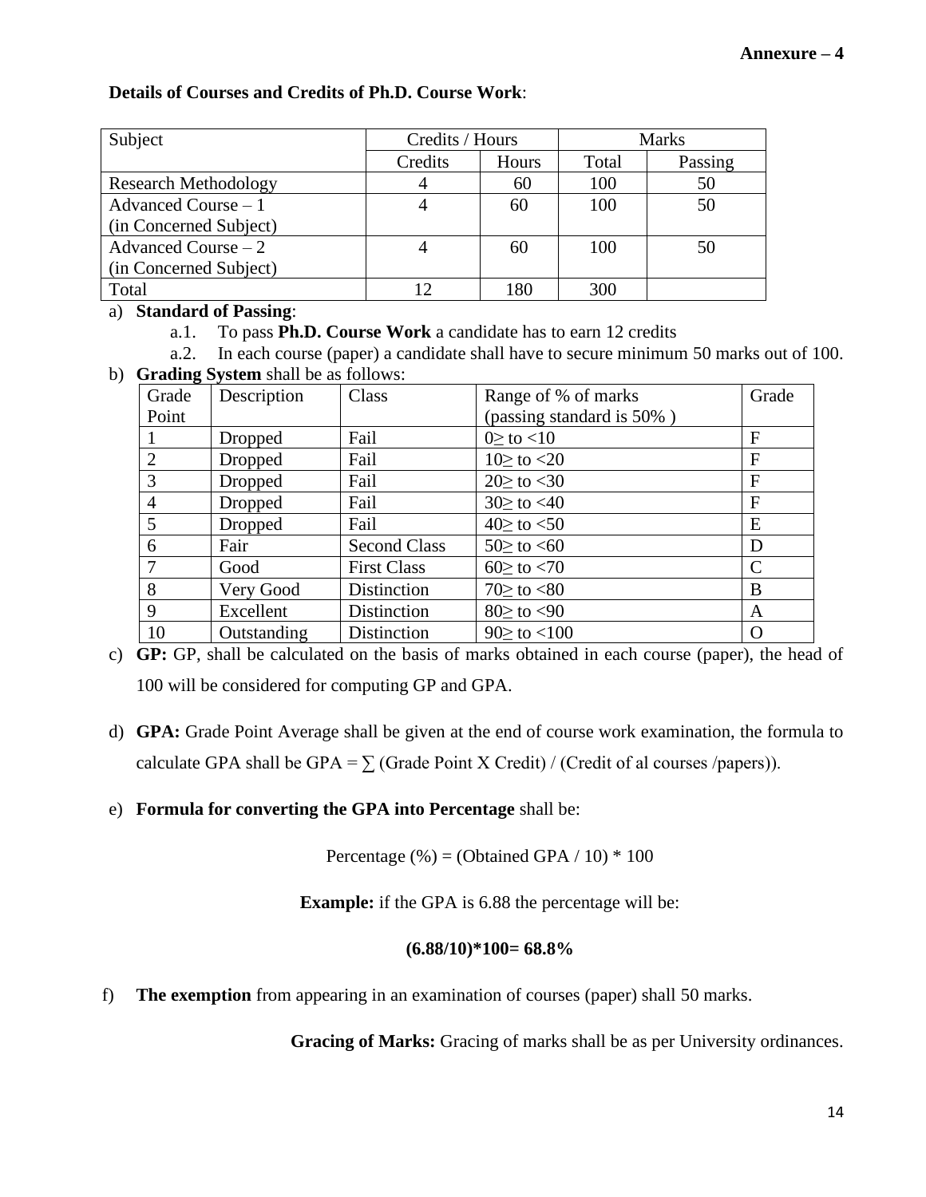**Annexure – 4**

**Details of Courses and Credits of Ph.D. Course Work**:

| Subject | Credits / Hours | | Marks | |
|---|---|---|---|---|
| | Credits | Hours | Total | Passing |
| Research Methodology | 4 | 60 | 100 | 50 |
| Advanced Course – 1 (in Concerned Subject) | 4 | 60 | 100 | 50 |
| Advanced Course – 2 (in Concerned Subject) | 4 | 60 | 100 | 50 |
| Total | 12 | 180 | 300 | |

a) **Standard of Passing**:
   - a.1. To pass **Ph.D. Course Work** a candidate has to earn 12 credits
   - a.2. In each course (paper) a candidate shall have to secure minimum 50 marks out of 100.

b) **Grading System** shall be as follows:

| Grade Point | Description | Class | Range of % of marks (passing standard is 50% ) | Grade |
|---|---|---|---|---|
| 1 | Dropped | Fail | 0≥ to <10 | F |
| 2 | Dropped | Fail | 10≥ to <20 | F |
| 3 | Dropped | Fail | 20≥ to <30 | F |
| 4 | Dropped | Fail | 30≥ to <40 | F |
| 5 | Dropped | Fail | 40≥ to <50 | E |
| 6 | Fair | Second Class | 50≥ to <60 | D |
| 7 | Good | First Class | 60≥ to <70 | C |
| 8 | Very Good | Distinction | 70≥ to <80 | B |
| 9 | Excellent | Distinction | 80≥ to <90 | A |
| 10 | Outstanding | Distinction | 90≥ to <100 | O |

c) **GP:** GP, shall be calculated on the basis of marks obtained in each course (paper), the head of 100 will be considered for computing GP and GPA.

d) **GPA:** Grade Point Average shall be given at the end of course work examination, the formula to calculate GPA shall be GPA = ∑ (Grade Point X Credit) / (Credit of al courses /papers)).

e) **Formula for converting the GPA into Percentage** shall be:

Percentage (%) = (Obtained GPA / 10) * 100

**Example:** if the GPA is 6.88 the percentage will be:

**(6.88/10)*100= 68.8%**

f) **The exemption** from appearing in an examination of courses (paper) shall 50 marks.

**Gracing of Marks:** Gracing of marks shall be as per University ordinances.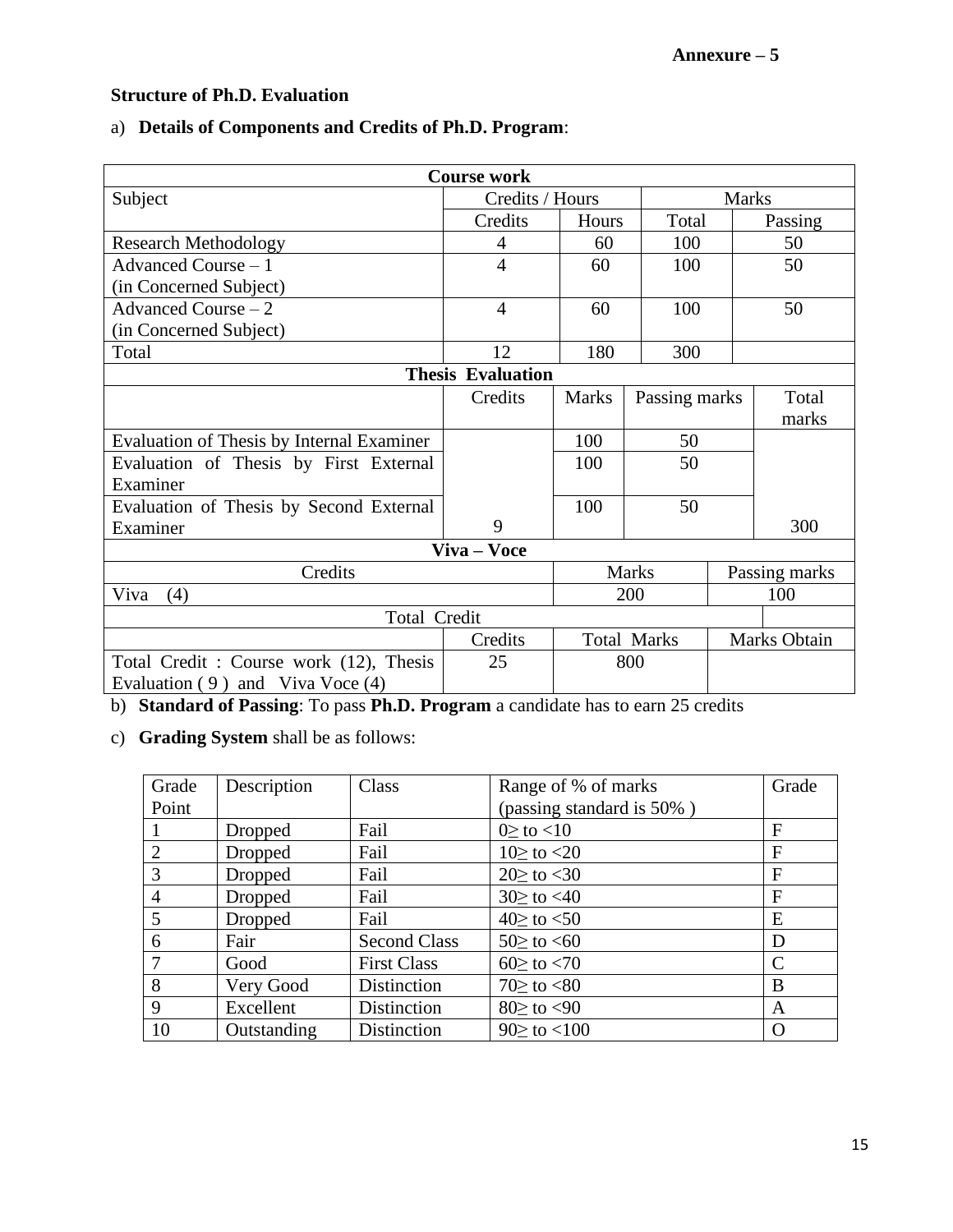**Annexure – 5**

**Structure of Ph.D. Evaluation**

a) **Details of Components and Credits of Ph.D. Program**:

| **Course work** | | | | |
|---|---|---|---|---|
| Subject | Credits / Hours | | Marks | |
| | Credits | Hours | Total | Passing |
| Research Methodology | 4 | 60 | 100 | 50 |
| Advanced Course – 1 (in Concerned Subject) | 4 | 60 | 100 | 50 |
| Advanced Course – 2 (in Concerned Subject) | 4 | 60 | 100 | 50 |
| Total | 12 | 180 | 300 | |
| **Thesis Evaluation** | | | | |
| | Credits | Marks | Passing marks | Total marks |
| Evaluation of Thesis by Internal Examiner | | 100 | 50 | |
| Evaluation of Thesis by First External Examiner | | 100 | 50 | |
| Evaluation of Thesis by Second External Examiner | 9 | 100 | 50 | 300 |
| **Viva – Voce** | | | | |
| Credits | | Marks | Passing marks | |
| Viva (4) | | 200 | 100 | |
| Total Credit | | | | |
| | Credits | Total Marks | Marks Obtain | |
| Total Credit : Course work (12), Thesis Evaluation ( 9 ) and Viva Voce (4) | 25 | 800 | | |

b) **Standard of Passing**: To pass **Ph.D. Program** a candidate has to earn 25 credits

c) **Grading System** shall be as follows:

| Grade Point | Description | Class | Range of % of marks (passing standard is 50% ) | Grade |
|---|---|---|---|---|
| 1 | Dropped | Fail | 0≥ to <10 | F |
| 2 | Dropped | Fail | 10≥ to <20 | F |
| 3 | Dropped | Fail | 20≥ to <30 | F |
| 4 | Dropped | Fail | 30≥ to <40 | F |
| 5 | Dropped | Fail | 40≥ to <50 | E |
| 6 | Fair | Second Class | 50≥ to <60 | D |
| 7 | Good | First Class | 60≥ to <70 | C |
| 8 | Very Good | Distinction | 70≥ to <80 | B |
| 9 | Excellent | Distinction | 80≥ to <90 | A |
| 10 | Outstanding | Distinction | 90≥ to <100 | O |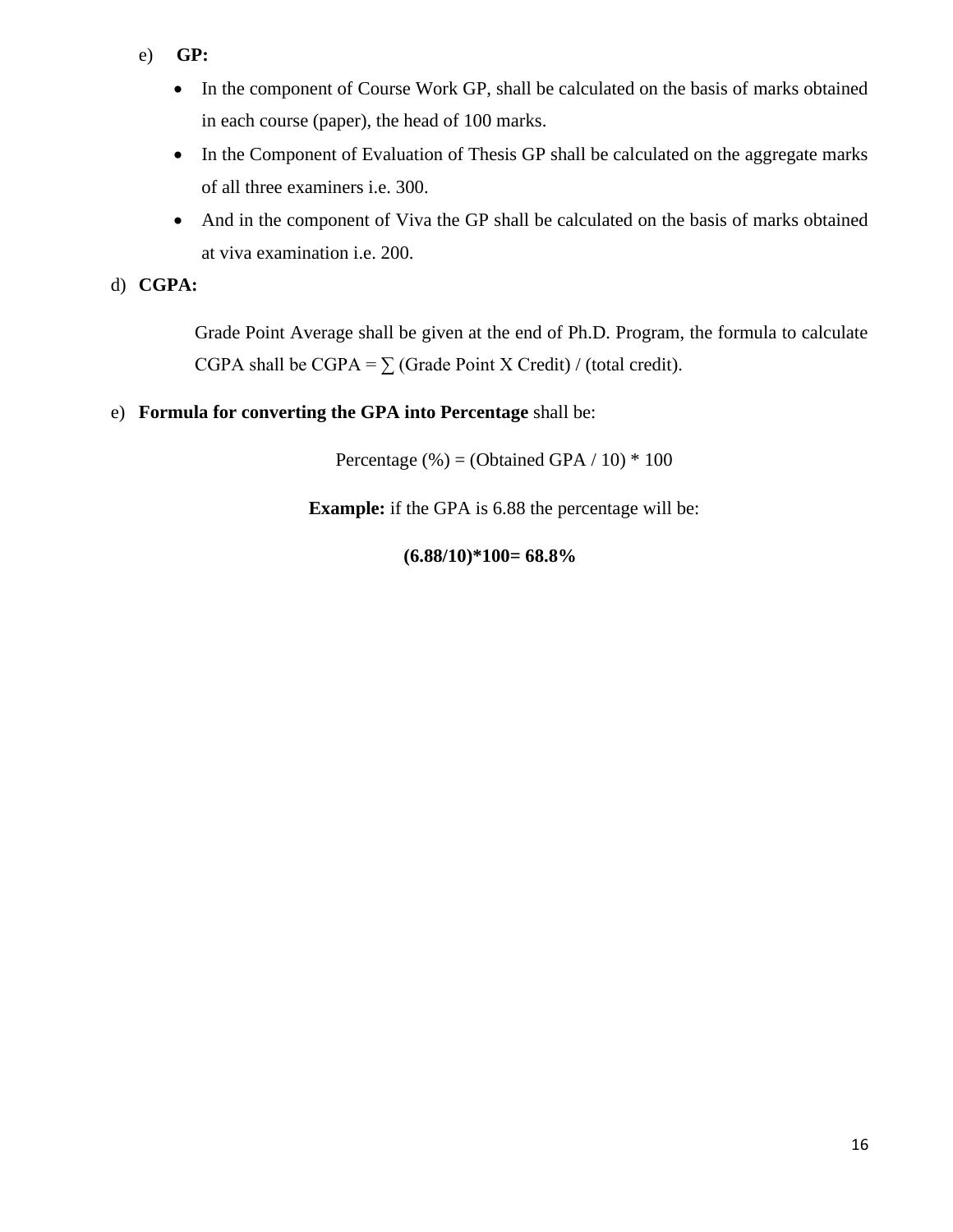e) **GP:**

- In the component of Course Work GP, shall be calculated on the basis of marks obtained in each course (paper), the head of 100 marks.
- In the Component of Evaluation of Thesis GP shall be calculated on the aggregate marks of all three examiners i.e. 300.
- And in the component of Viva the GP shall be calculated on the basis of marks obtained at viva examination i.e. 200.

d) **CGPA:**

Grade Point Average shall be given at the end of Ph.D. Program, the formula to calculate CGPA shall be CGPA = ∑ (Grade Point X Credit) / (total credit).

e) **Formula for converting the GPA into Percentage** shall be:

Percentage (%) = (Obtained GPA / 10) * 100

**Example:** if the GPA is 6.88 the percentage will be:

**(6.88/10)*100= 68.8%**